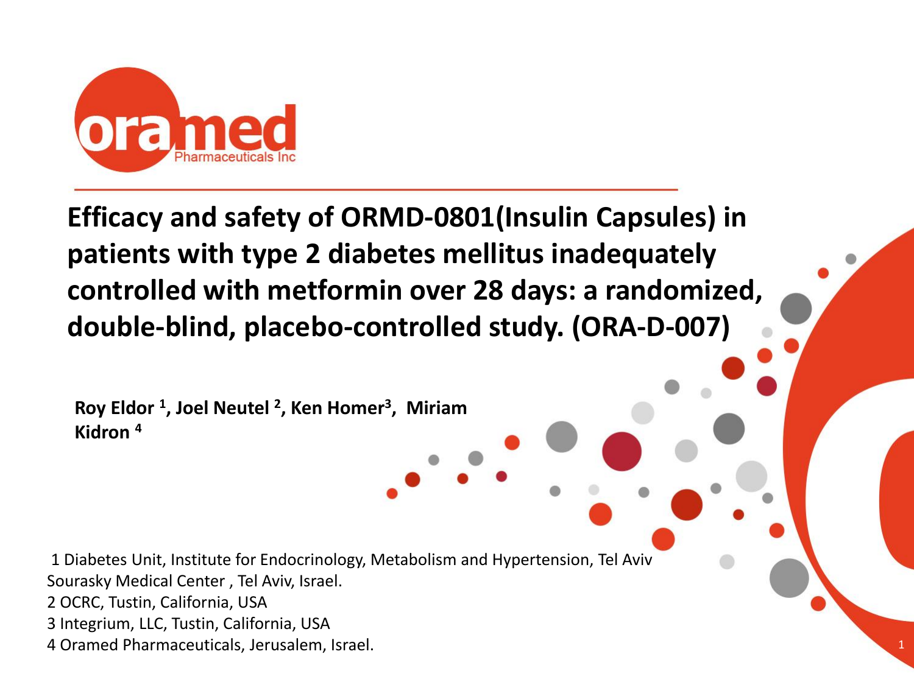# Efficacy and safety of ORMD-0801(Insulin Capsules) in patients with type 2 diabetes mellitus inadequately controlled with metformin over 28 days: a randomized, double-blind, placebo-controlled study. (ORA-D-007)

**Roy Eldor [1], Joel Neutel [2], Ken Homer[3], Miriam Kidron [4]**

1 Diabetes Unit, Institute for Endocrinology, Metabolism and Hypertension, Tel Aviv Sourasky Medical Center , Tel Aviv, Israel.
2 OCRC, Tustin, California, USA
3 Integrium, LLC, Tustin, California, USA
4 Oramed Pharmaceuticals, Jerusalem, Israel.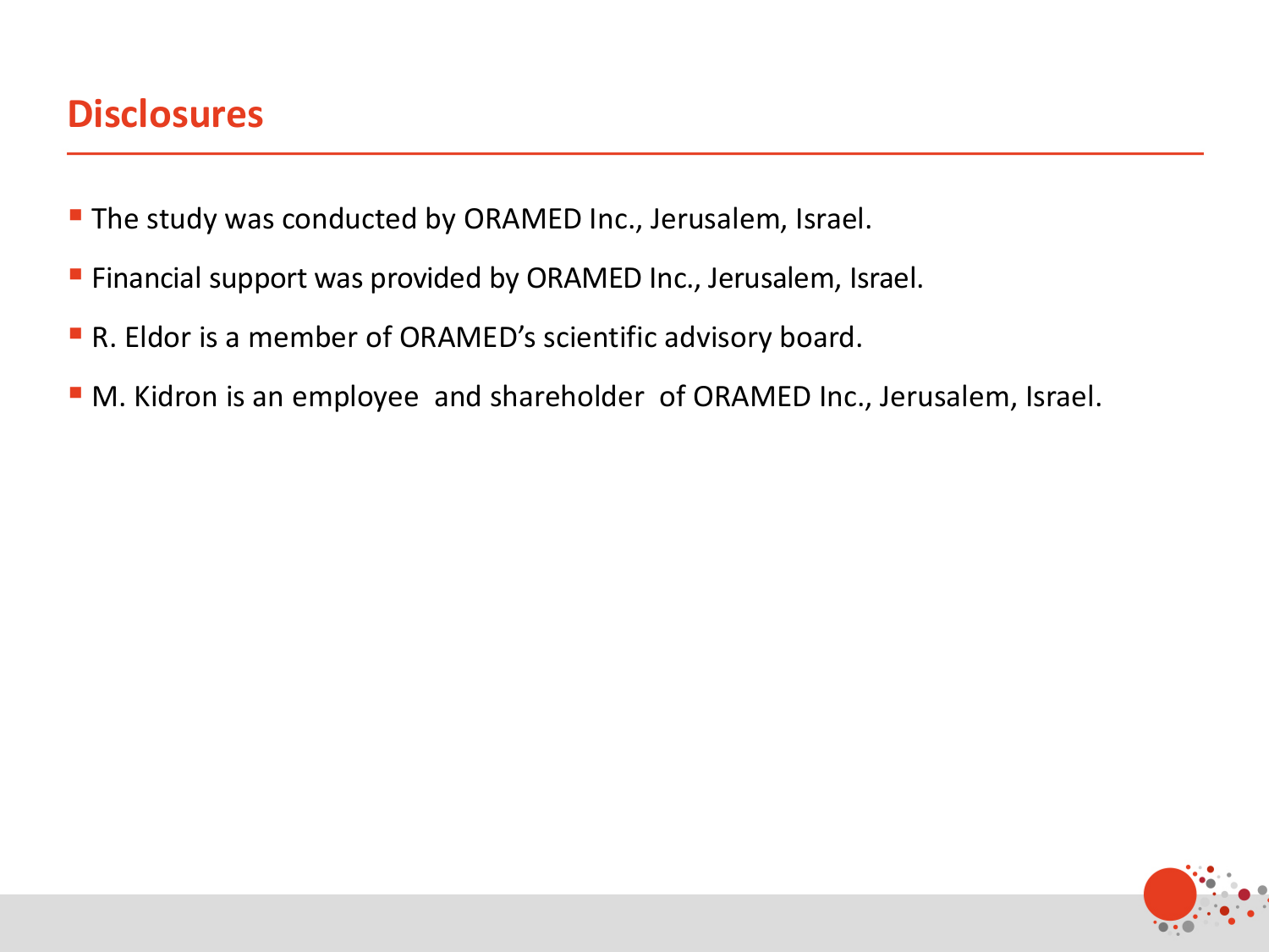# Disclosures

- The study was conducted by ORAMED Inc., Jerusalem, Israel.
- Financial support was provided by ORAMED Inc., Jerusalem, Israel.
- R. Eldor is a member of ORAMED's scientific advisory board.
- M. Kidron is an employee and shareholder of ORAMED Inc., Jerusalem, Israel.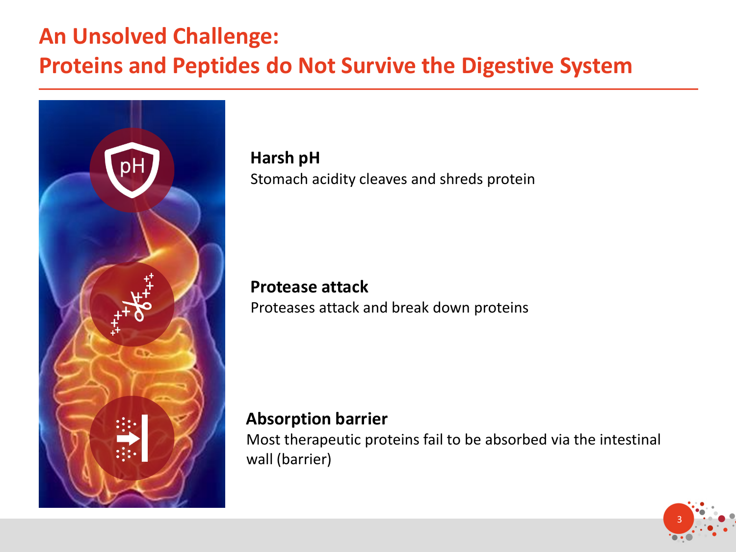# An Unsolved Challenge:
# Proteins and Peptides do Not Survive the Digestive System

**Harsh pH**
Stomach acidity cleaves and shreds protein

**Protease attack**
Proteases attack and break down proteins

**Absorption barrier**
Most therapeutic proteins fail to be absorbed via the intestinal wall (barrier)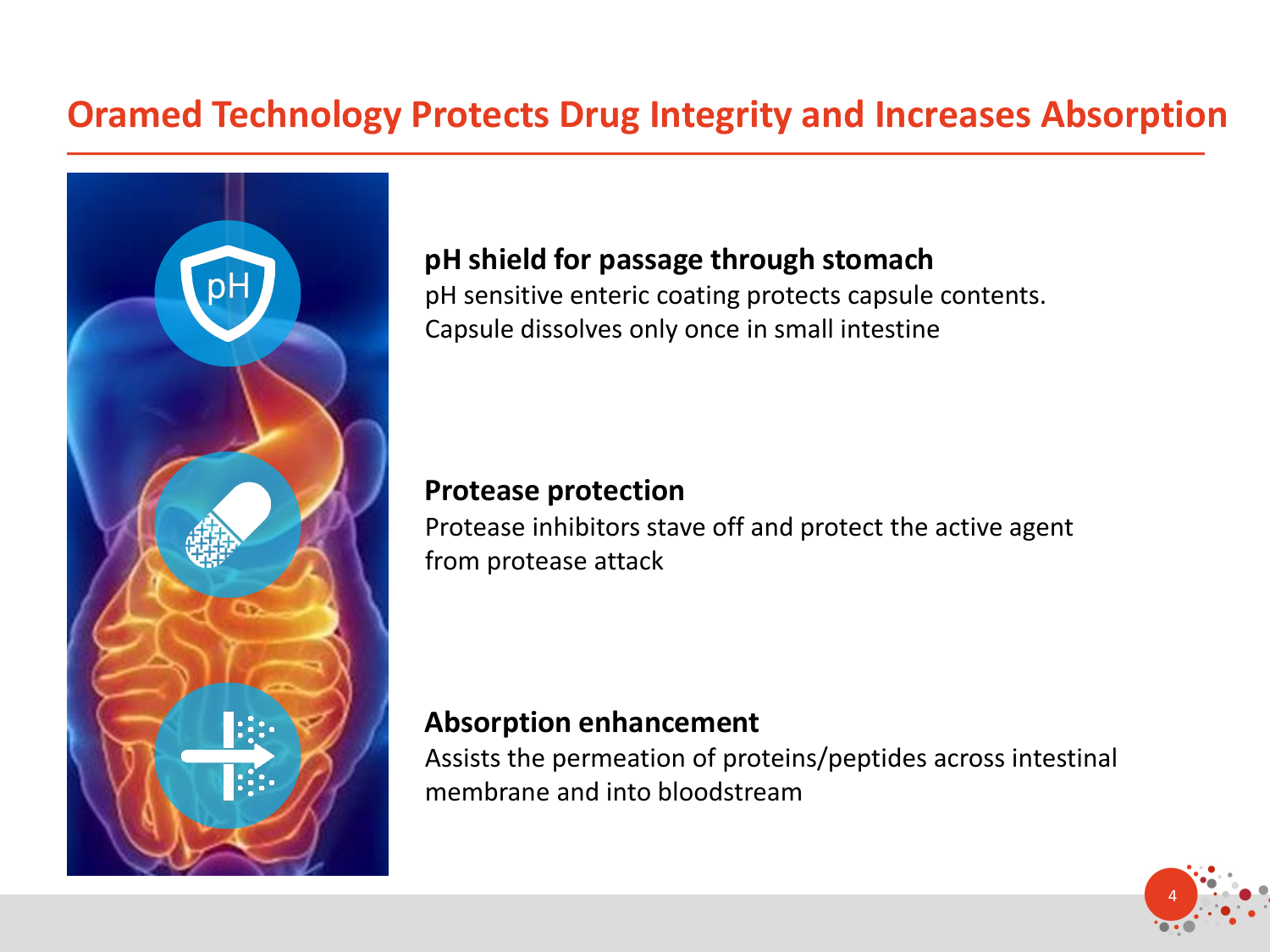# Oramed Technology Protects Drug Integrity and Increases Absorption

**pH shield for passage through stomach**
pH sensitive enteric coating protects capsule contents. Capsule dissolves only once in small intestine

**Protease protection**
Protease inhibitors stave off and protect the active agent from protease attack

**Absorption enhancement**
Assists the permeation of proteins/peptides across intestinal membrane and into bloodstream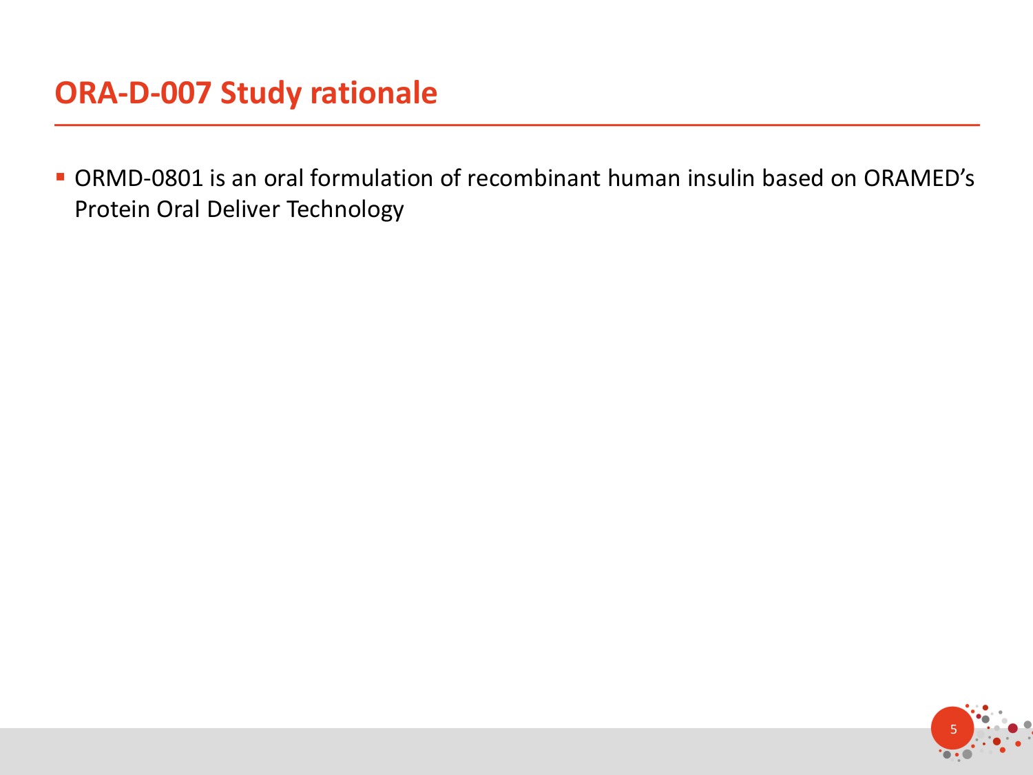# ORA-D-007 Study rationale

- ORMD-0801 is an oral formulation of recombinant human insulin based on ORAMED's Protein Oral Deliver Technology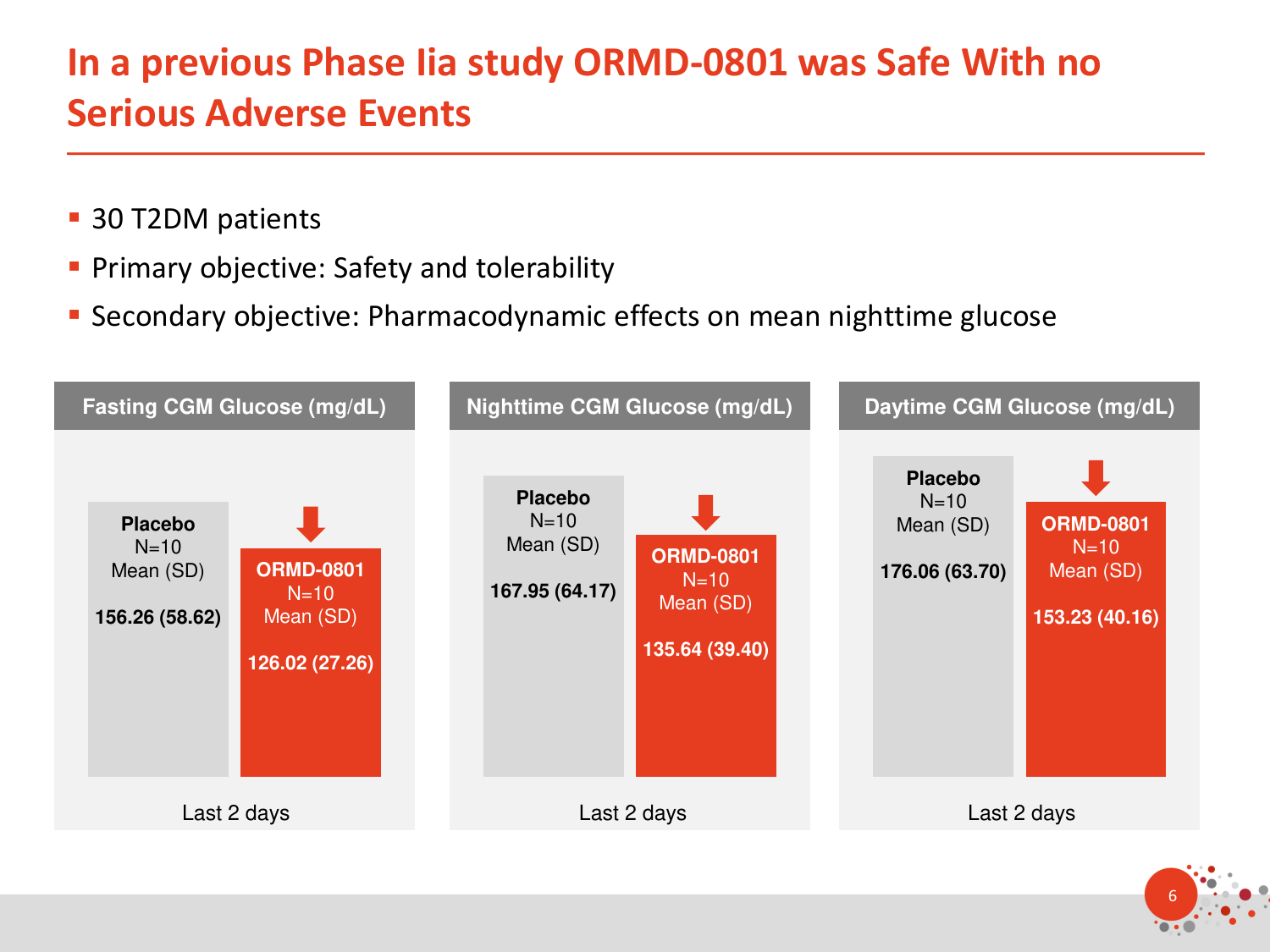# In a previous Phase IIa study ORMD-0801 was Safe With no Serious Adverse Events

- 30 T2DM patients
- Primary objective: Safety and tolerability
- Secondary objective: Pharmacodynamic effects on mean nighttime glucose

| | Fasting CGM Glucose (mg/dL) | Nighttime CGM Glucose (mg/dL) | Daytime CGM Glucose (mg/dL) |
|---|---|---|---|
| **Placebo** N=10 Mean (SD) | **156.26 (58.62)** | **167.95 (64.17)** | **176.06 (63.70)** |
| **ORMD-0801** N=10 Mean (SD) | **126.02 (27.26)** | **135.64 (39.40)** | **153.23 (40.16)** |
| | Last 2 days | Last 2 days | Last 2 days |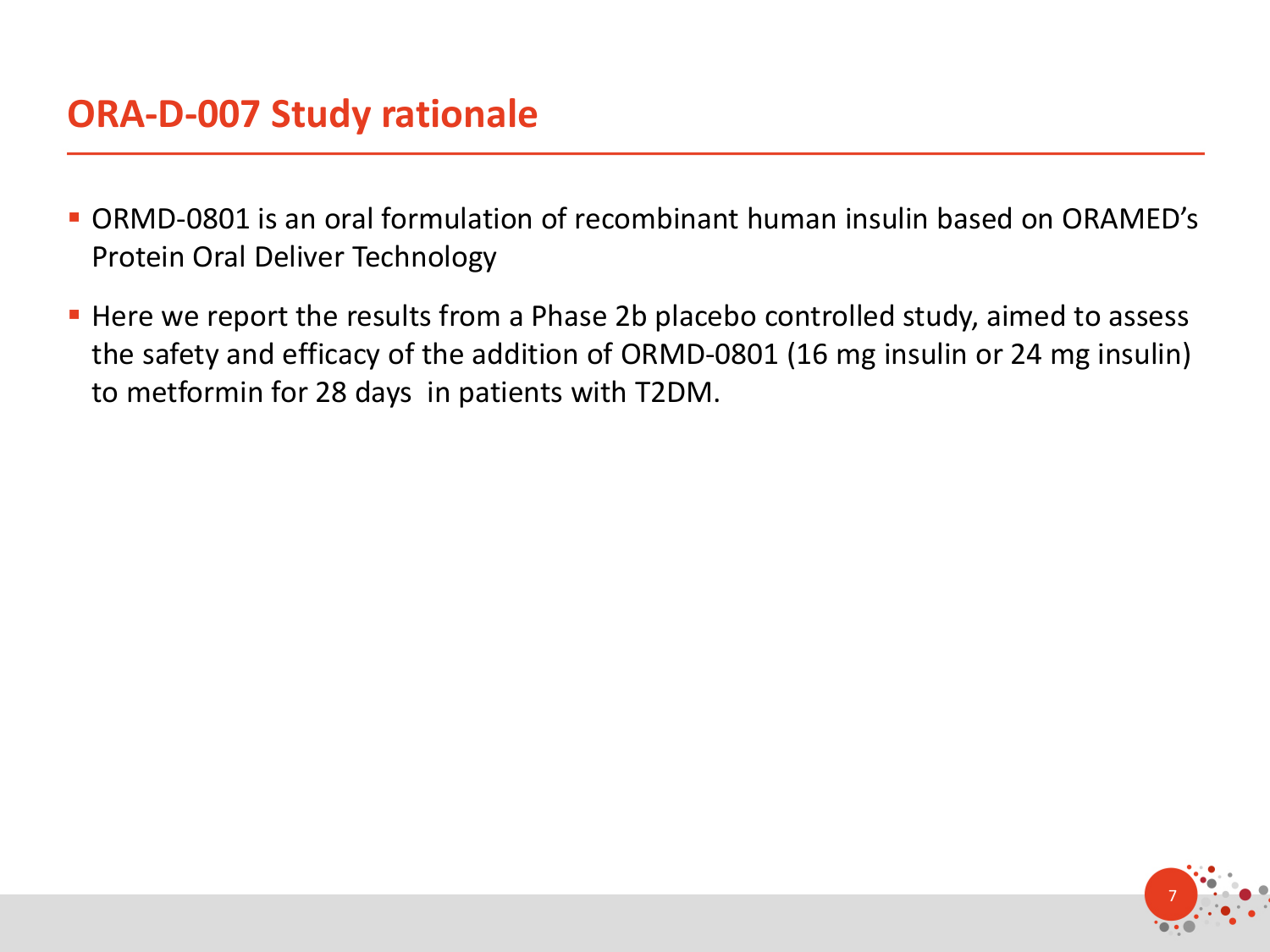# ORA-D-007 Study rationale

- ORMD-0801 is an oral formulation of recombinant human insulin based on ORAMED's Protein Oral Deliver Technology
- Here we report the results from a Phase 2b placebo controlled study, aimed to assess the safety and efficacy of the addition of ORMD-0801 (16 mg insulin or 24 mg insulin) to metformin for 28 days in patients with T2DM.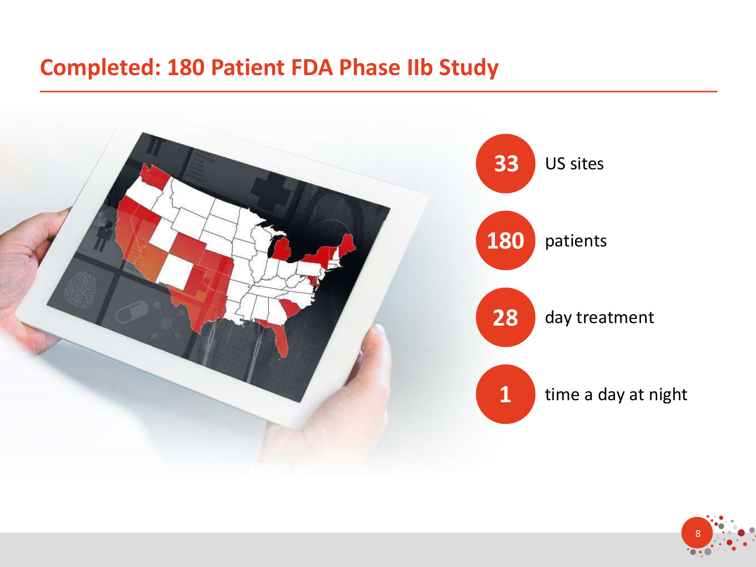# Completed: 180 Patient FDA Phase IIb Study

- **33** US sites
- **180** patients
- **28** day treatment
- **1** time a day at night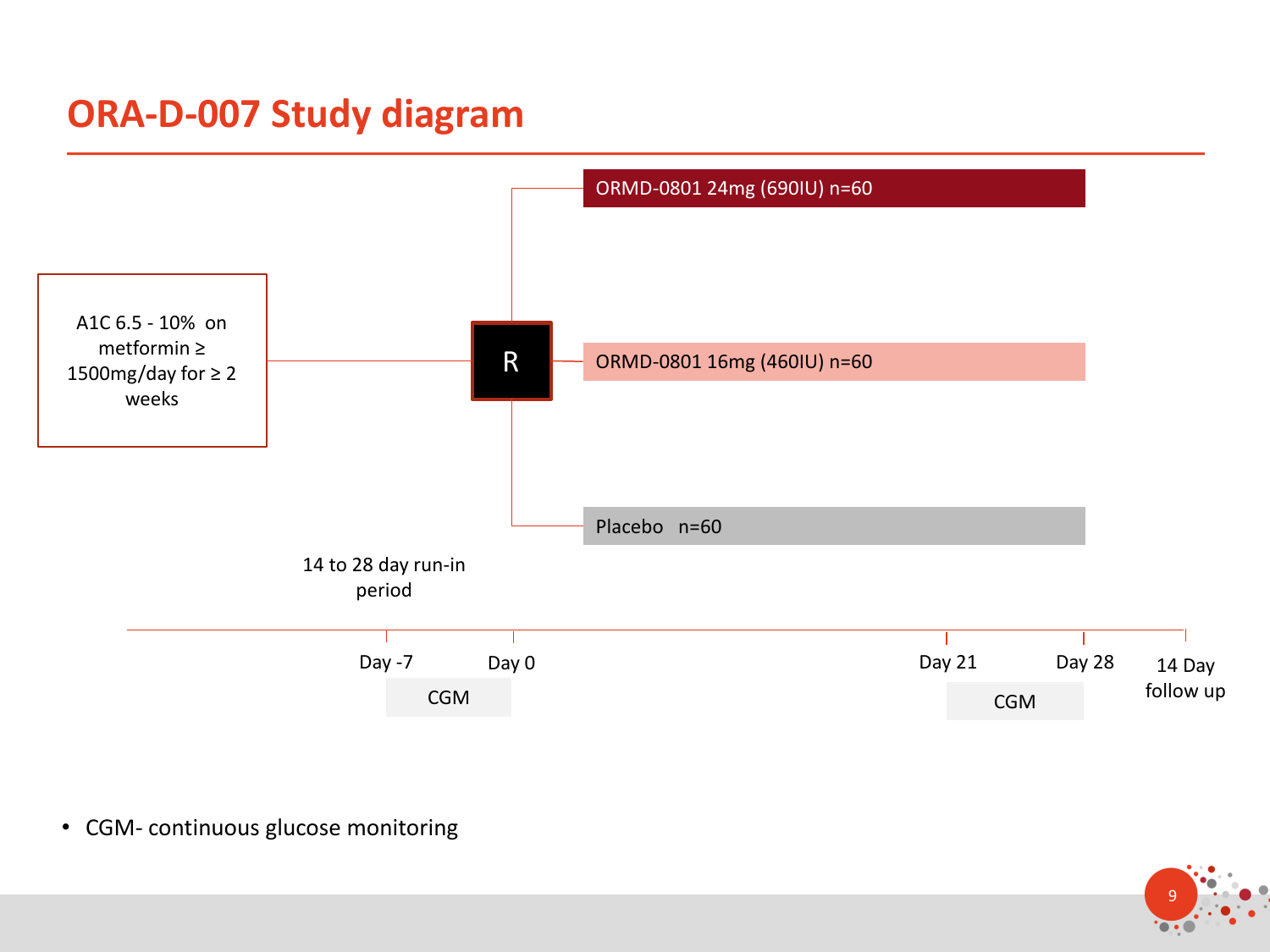# ORA-D-007 Study diagram

A1C 6.5 - 10% on metformin ≥ 1500mg/day for ≥ 2 weeks

R

- ORMD-0801 24mg (690IU) n=60
- ORMD-0801 16mg (460IU) n=60
- Placebo n=60

14 to 28 day run-in period

Day -7 | Day 0 | Day 21 | Day 28 | 14 Day follow up

CGM (Day -7 to Day 0)

CGM (Day 21 to Day 28)

- CGM- continuous glucose monitoring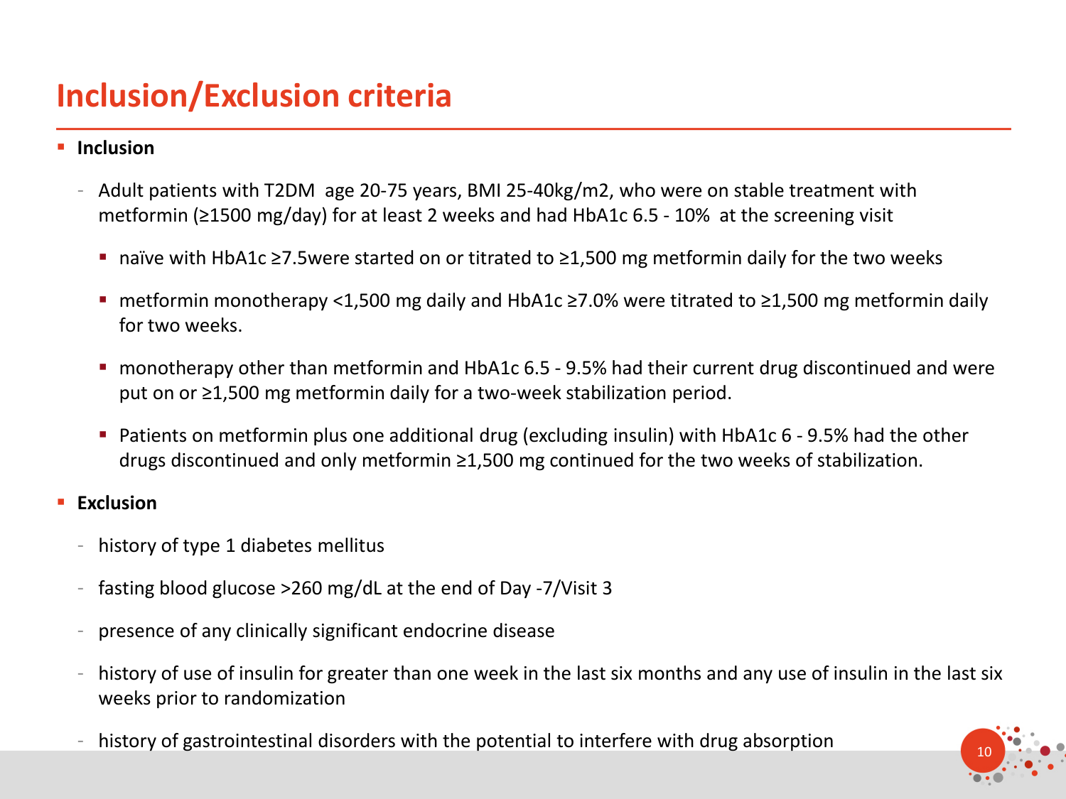# Inclusion/Exclusion criteria

- **Inclusion**
  - Adult patients with T2DM  age 20-75 years, BMI 25-40kg/m2, who were on stable treatment with metformin (≥1500 mg/day) for at least 2 weeks and had HbA1c 6.5 - 10%  at the screening visit
    - naïve with HbA1c ≥7.5were started on or titrated to ≥1,500 mg metformin daily for the two weeks
    - metformin monotherapy <1,500 mg daily and HbA1c ≥7.0% were titrated to ≥1,500 mg metformin daily for two weeks.
    - monotherapy other than metformin and HbA1c 6.5 - 9.5% had their current drug discontinued and were put on or ≥1,500 mg metformin daily for a two-week stabilization period.
    - Patients on metformin plus one additional drug (excluding insulin) with HbA1c 6 - 9.5% had the other drugs discontinued and only metformin ≥1,500 mg continued for the two weeks of stabilization.
- **Exclusion**
  - history of type 1 diabetes mellitus
  - fasting blood glucose >260 mg/dL at the end of Day -7/Visit 3
  - presence of any clinically significant endocrine disease
  - history of use of insulin for greater than one week in the last six months and any use of insulin in the last six weeks prior to randomization
  - history of gastrointestinal disorders with the potential to interfere with drug absorption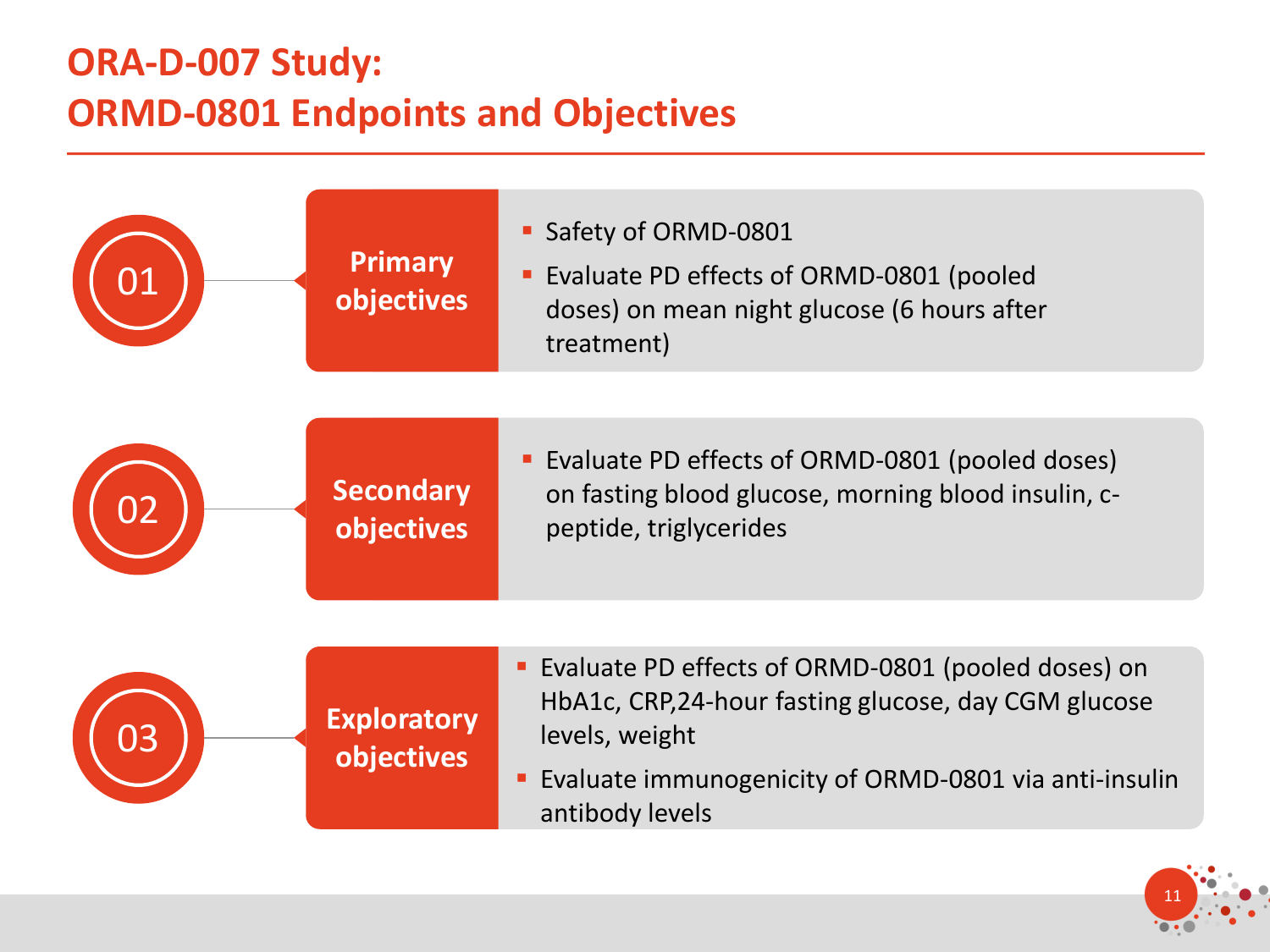# ORA-D-007 Study:
# ORMD-0801 Endpoints and Objectives

## 01 Primary objectives

- Safety of ORMD-0801
- Evaluate PD effects of ORMD-0801 (pooled doses) on mean night glucose (6 hours after treatment)

## 02 Secondary objectives

- Evaluate PD effects of ORMD-0801 (pooled doses) on fasting blood glucose, morning blood insulin, c-peptide, triglycerides

## 03 Exploratory objectives

- Evaluate PD effects of ORMD-0801 (pooled doses) on HbA1c, CRP,24-hour fasting glucose, day CGM glucose levels, weight
- Evaluate immunogenicity of ORMD-0801 via anti-insulin antibody levels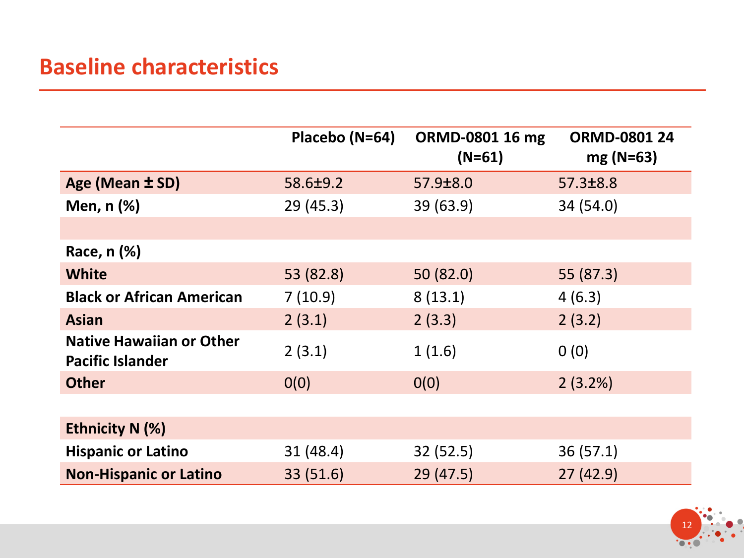# Baseline characteristics

| | Placebo (N=64) | ORMD-0801 16 mg (N=61) | ORMD-0801 24 mg (N=63) |
|---|---|---|---|
| **Age (Mean ± SD)** | 58.6±9.2 | 57.9±8.0 | 57.3±8.8 |
| **Men, n (%)** | 29 (45.3) | 39 (63.9) | 34 (54.0) |
| | | | |
| **Race, n (%)** | | | |
| **White** | 53 (82.8) | 50 (82.0) | 55 (87.3) |
| **Black or African American** | 7 (10.9) | 8 (13.1) | 4 (6.3) |
| **Asian** | 2 (3.1) | 2 (3.3) | 2 (3.2) |
| **Native Hawaiian or Other Pacific Islander** | 2 (3.1) | 1 (1.6) | 0 (0) |
| **Other** | 0(0) | 0(0) | 2 (3.2%) |
| | | | |
| **Ethnicity N (%)** | | | |
| **Hispanic or Latino** | 31 (48.4) | 32 (52.5) | 36 (57.1) |
| **Non-Hispanic or Latino** | 33 (51.6) | 29 (47.5) | 27 (42.9) |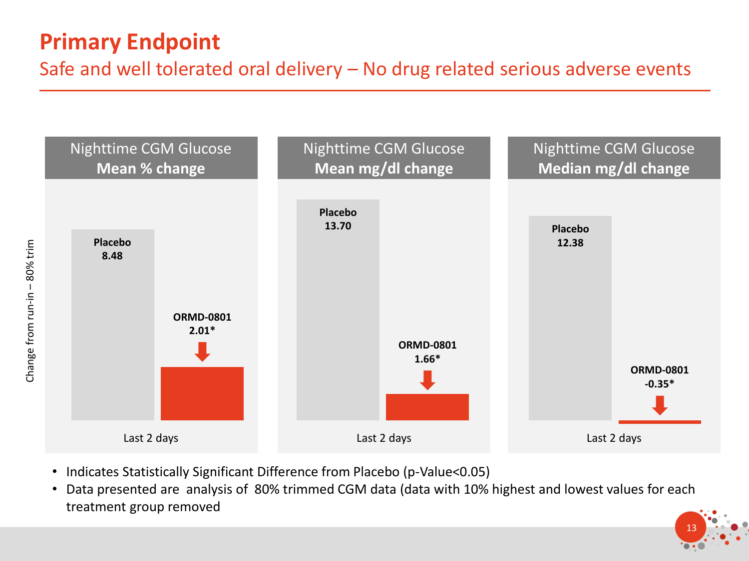# Primary Endpoint

## Safe and well tolerated oral delivery – No drug related serious adverse events

| Change from run-in – 80% trim (Last 2 days) | Placebo | ORMD-0801 |
|---|---|---|
| Nighttime CGM Glucose **Mean % change** | 8.48 | 2.01* |
| Nighttime CGM Glucose **Mean mg/dl change** | 13.70 | 1.66* |
| Nighttime CGM Glucose **Median mg/dl change** | 12.38 | -0.35* |

- Indicates Statistically Significant Difference from Placebo ($p$-Value$<0.05$)
- Data presented are analysis of 80% trimmed CGM data (data with 10% highest and lowest values for each treatment group removed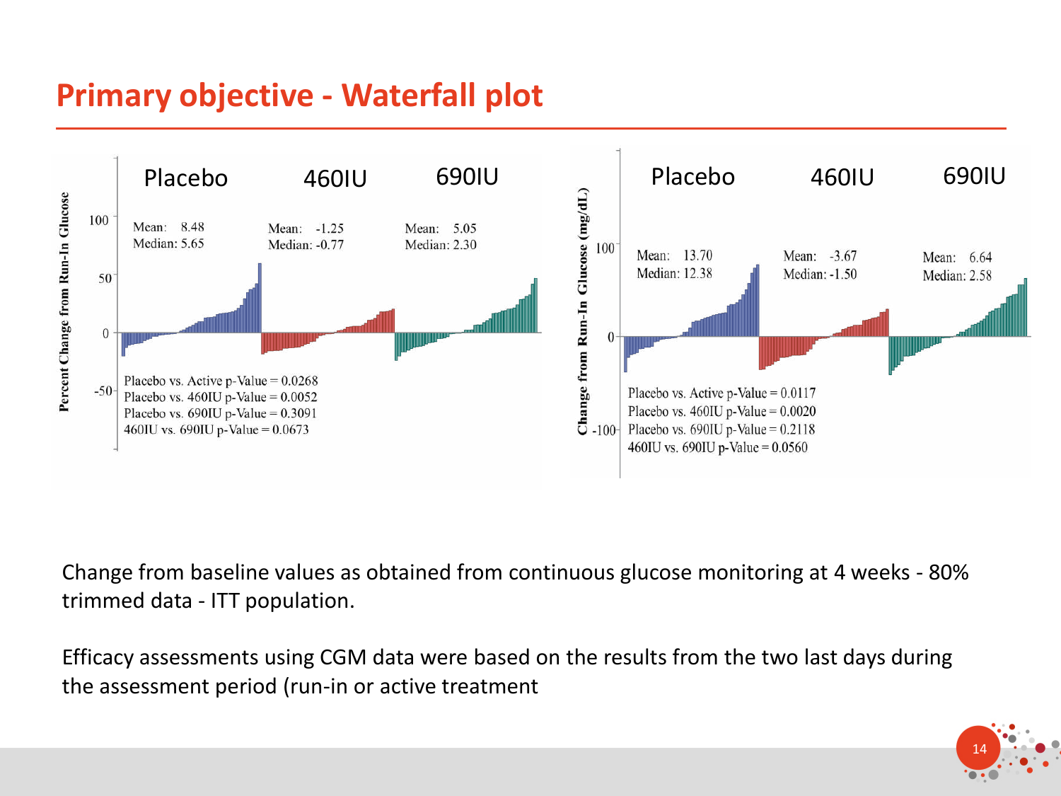# Primary objective - Waterfall plot

| | Placebo | 460IU | 690IU |
|---|---|---|---|
| Percent Change from Run-In Glucose | Mean: 8.48, Median: 5.65 | Mean: -1.25, Median: -0.77 | Mean: 5.05, Median: 2.30 |
| Change from Run-In Glucose (mg/dL) | Mean: 13.70, Median: 12.38 | Mean: -3.67, Median: -1.50 | Mean: 6.64, Median: 2.58 |

Percent Change from Run-In Glucose:

- Placebo vs. Active p-Value = 0.0268
- Placebo vs. 460IU p-Value = 0.0052
- Placebo vs. 690IU p-Value = 0.3091
- 460IU vs. 690IU p-Value = 0.0673

Change from Run-In Glucose (mg/dL):

- Placebo vs. Active p-Value = 0.0117
- Placebo vs. 460IU p-Value = 0.0020
- Placebo vs. 690IU p-Value = 0.2118
- 460IU vs. 690IU p-Value = 0.0560

Change from baseline values as obtained from continuous glucose monitoring at 4 weeks - 80% trimmed data - ITT population.

Efficacy assessments using CGM data were based on the results from the two last days during the assessment period (run-in or active treatment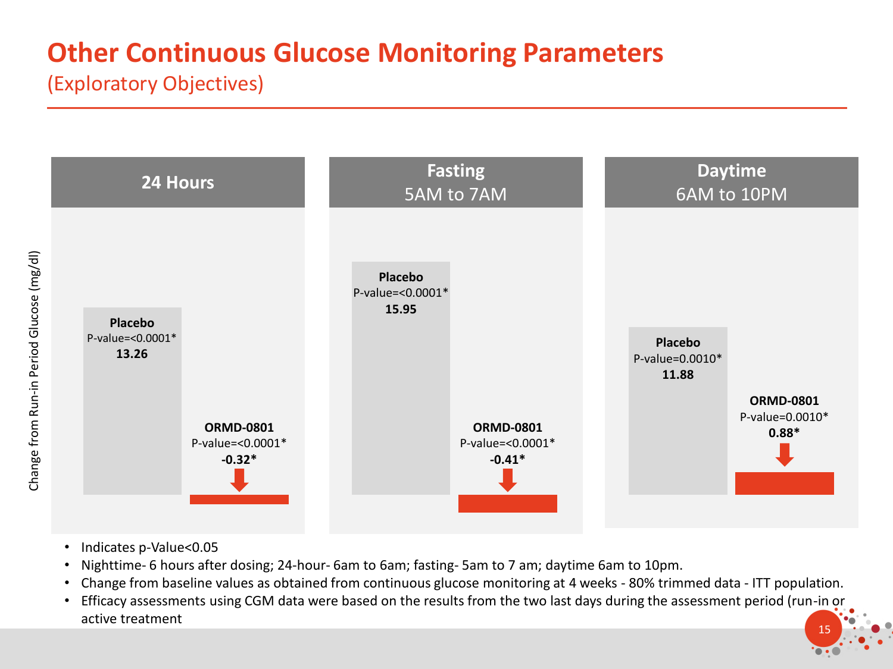# Other Continuous Glucose Monitoring Parameters

(Exploratory Objectives)

Change from Run-in Period Glucose (mg/dl)

| | 24 Hours | Fasting 5AM to 7AM | Daytime 6AM to 10PM |
|---|---|---|---|
| **Placebo** | P-value=<0.0001* **13.26** | P-value=<0.0001* **15.95** | P-value=0.0010* **11.88** |
| **ORMD-0801** | P-value=<0.0001* **-0.32*** | P-value=<0.0001* **-0.41*** | P-value=0.0010* **0.88*** |

- Indicates p-Value<0.05
- Nighttime- 6 hours after dosing; 24-hour- 6am to 6am; fasting- 5am to 7 am; daytime 6am to 10pm.
- Change from baseline values as obtained from continuous glucose monitoring at 4 weeks - 80% trimmed data - ITT population.
- Efficacy assessments using CGM data were based on the results from the two last days during the assessment period (run-in or active treatment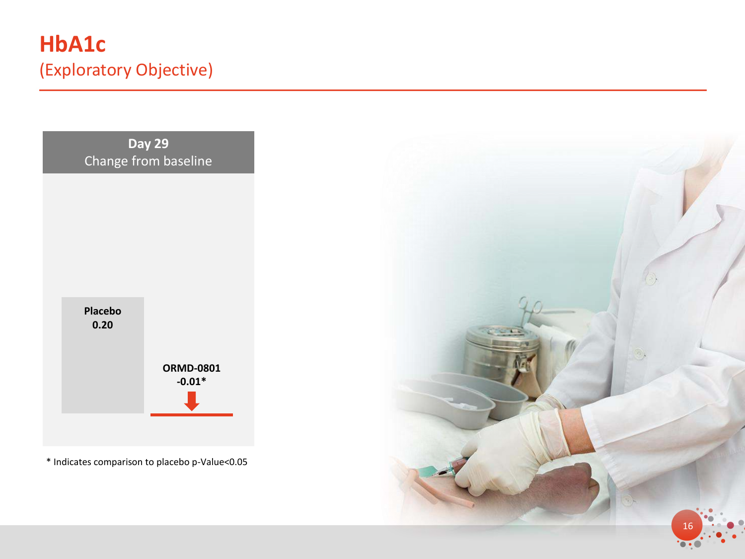# HbA1c

(Exploratory Objective)

**Day 29**
Change from baseline

| | Change from baseline |
|---|---|
| **Placebo** | **0.20** |
| **ORMD-0801** | **-0.01*** |

* Indicates comparison to placebo p-Value<0.05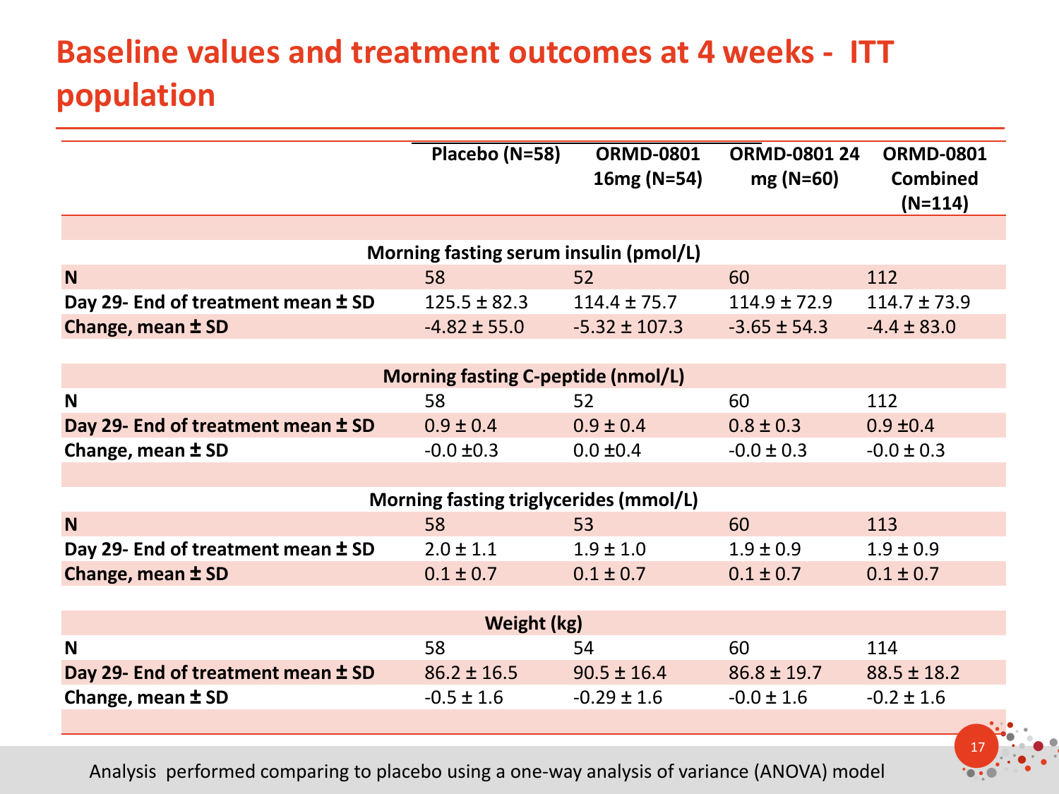# Baseline values and treatment outcomes at 4 weeks - ITT population

| | Placebo (N=58) | ORMD-0801 16mg (N=54) | ORMD-0801 24 mg (N=60) | ORMD-0801 Combined (N=114) |
|---|---|---|---|---|
| **Morning fasting serum insulin (pmol/L)** | | | | |
| **N** | 58 | 52 | 60 | 112 |
| **Day 29- End of treatment mean ± SD** | 125.5 ± 82.3 | 114.4 ± 75.7 | 114.9 ± 72.9 | 114.7 ± 73.9 |
| **Change, mean ± SD** | -4.82 ± 55.0 | -5.32 ± 107.3 | -3.65 ± 54.3 | -4.4 ± 83.0 |
| **Morning fasting C-peptide (nmol/L)** | | | | |
| **N** | 58 | 52 | 60 | 112 |
| **Day 29- End of treatment mean ± SD** | 0.9 ± 0.4 | 0.9 ± 0.4 | 0.8 ± 0.3 | 0.9 ±0.4 |
| **Change, mean ± SD** | -0.0 ±0.3 | 0.0 ±0.4 | -0.0 ± 0.3 | -0.0 ± 0.3 |
| **Morning fasting triglycerides (mmol/L)** | | | | |
| **N** | 58 | 53 | 60 | 113 |
| **Day 29- End of treatment mean ± SD** | 2.0 ± 1.1 | 1.9 ± 1.0 | 1.9 ± 0.9 | 1.9 ± 0.9 |
| **Change, mean ± SD** | 0.1 ± 0.7 | 0.1 ± 0.7 | 0.1 ± 0.7 | 0.1 ± 0.7 |
| **Weight (kg)** | | | | |
| **N** | 58 | 54 | 60 | 114 |
| **Day 29- End of treatment mean ± SD** | 86.2 ± 16.5 | 90.5 ± 16.4 | 86.8 ± 19.7 | 88.5 ± 18.2 |
| **Change, mean ± SD** | -0.5 ± 1.6 | -0.29 ± 1.6 | -0.0 ± 1.6 | -0.2 ± 1.6 |

Analysis performed comparing to placebo using a one-way analysis of variance (ANOVA) model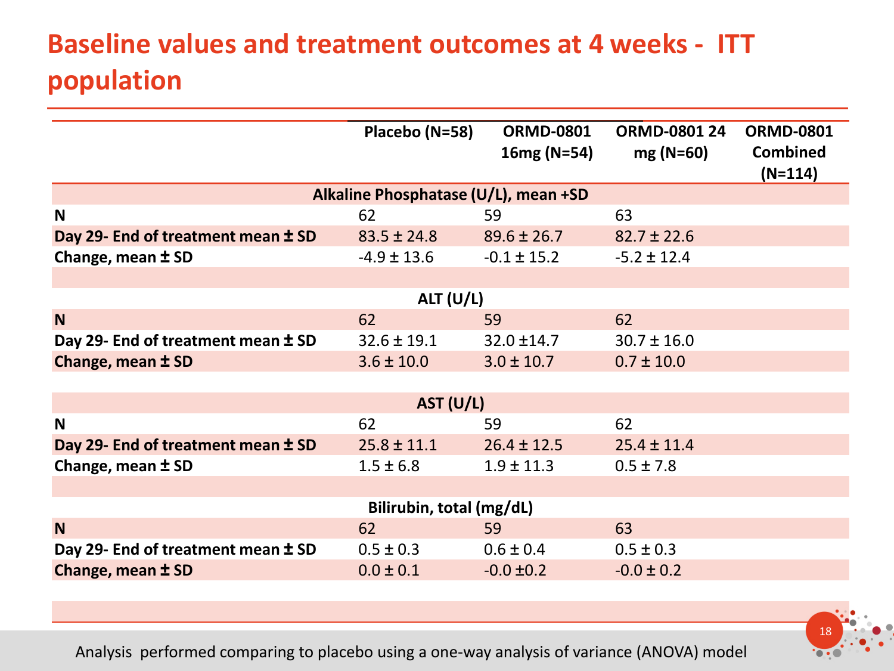# Baseline values and treatment outcomes at 4 weeks - ITT population

| | Placebo (N=58) | ORMD-0801 16mg (N=54) | ORMD-0801 24 mg (N=60) | ORMD-0801 Combined (N=114) |
|---|---|---|---|---|
| **Alkaline Phosphatase (U/L), mean +SD** | | | | |
| **N** | 62 | 59 | 63 | |
| **Day 29- End of treatment mean ± SD** | 83.5 ± 24.8 | 89.6 ± 26.7 | 82.7 ± 22.6 | |
| **Change, mean ± SD** | -4.9 ± 13.6 | -0.1 ± 15.2 | -5.2 ± 12.4 | |
| **ALT (U/L)** | | | | |
| **N** | 62 | 59 | 62 | |
| **Day 29- End of treatment mean ± SD** | 32.6 ± 19.1 | 32.0 ±14.7 | 30.7 ± 16.0 | |
| **Change, mean ± SD** | 3.6 ± 10.0 | 3.0 ± 10.7 | 0.7 ± 10.0 | |
| **AST (U/L)** | | | | |
| **N** | 62 | 59 | 62 | |
| **Day 29- End of treatment mean ± SD** | 25.8 ± 11.1 | 26.4 ± 12.5 | 25.4 ± 11.4 | |
| **Change, mean ± SD** | 1.5 ± 6.8 | 1.9 ± 11.3 | 0.5 ± 7.8 | |
| **Bilirubin, total (mg/dL)** | | | | |
| **N** | 62 | 59 | 63 | |
| **Day 29- End of treatment mean ± SD** | 0.5 ± 0.3 | 0.6 ± 0.4 | 0.5 ± 0.3 | |
| **Change, mean ± SD** | 0.0 ± 0.1 | -0.0 ±0.2 | -0.0 ± 0.2 | |

Analysis performed comparing to placebo using a one-way analysis of variance (ANOVA) model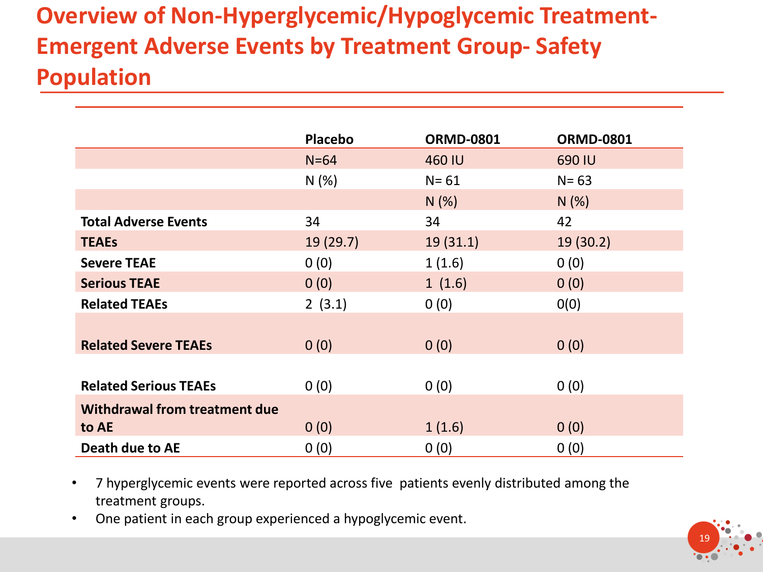# Overview of Non-Hyperglycemic/Hypoglycemic Treatment-Emergent Adverse Events by Treatment Group- Safety Population

| | Placebo | ORMD-0801 | ORMD-0801 |
|---|---|---|---|
| | N=64 | 460 IU | 690 IU |
| | N (%) | N= 61 | N= 63 |
| | | N (%) | N (%) |
| **Total Adverse Events** | 34 | 34 | 42 |
| **TEAEs** | 19 (29.7) | 19 (31.1) | 19 (30.2) |
| **Severe TEAE** | 0 (0) | 1 (1.6) | 0 (0) |
| **Serious TEAE** | 0 (0) | 1 (1.6) | 0 (0) |
| **Related TEAEs** | 2 (3.1) | 0 (0) | 0(0) |
| **Related Severe TEAEs** | 0 (0) | 0 (0) | 0 (0) |
| **Related Serious TEAEs** | 0 (0) | 0 (0) | 0 (0) |
| **Withdrawal from treatment due to AE** | 0 (0) | 1 (1.6) | 0 (0) |
| **Death due to AE** | 0 (0) | 0 (0) | 0 (0) |

- 7 hyperglycemic events were reported across five patients evenly distributed among the treatment groups.
- One patient in each group experienced a hypoglycemic event.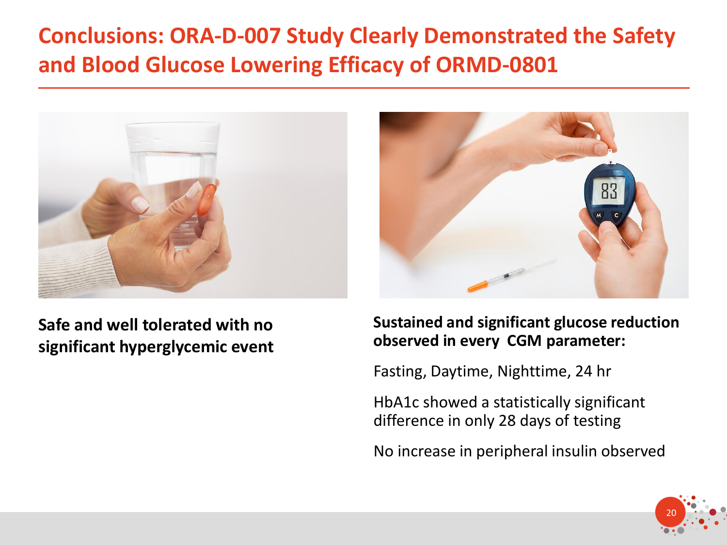# Conclusions: ORA-D-007 Study Clearly Demonstrated the Safety and Blood Glucose Lowering Efficacy of ORMD-0801

**Safe and well tolerated with no significant hyperglycemic event**

**Sustained and significant glucose reduction observed in every CGM parameter:**

Fasting, Daytime, Nighttime, 24 hr

HbA1c showed a statistically significant difference in only 28 days of testing

No increase in peripheral insulin observed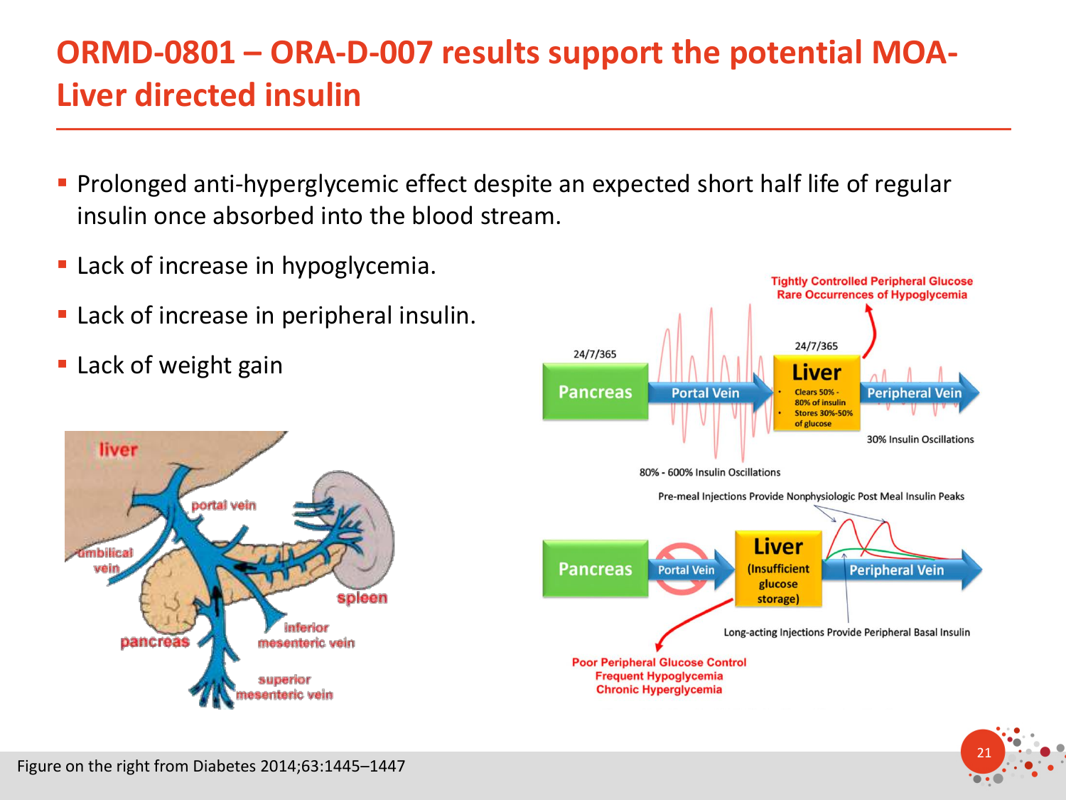# ORMD-0801 – ORA-D-007 results support the potential MOA- Liver directed insulin

- Prolonged anti-hyperglycemic effect despite an expected short half life of regular insulin once absorbed into the blood stream.
- Lack of increase in hypoglycemia.
- Lack of increase in peripheral insulin.
- Lack of weight gain

Figure on the right from Diabetes 2014;63:1445–1447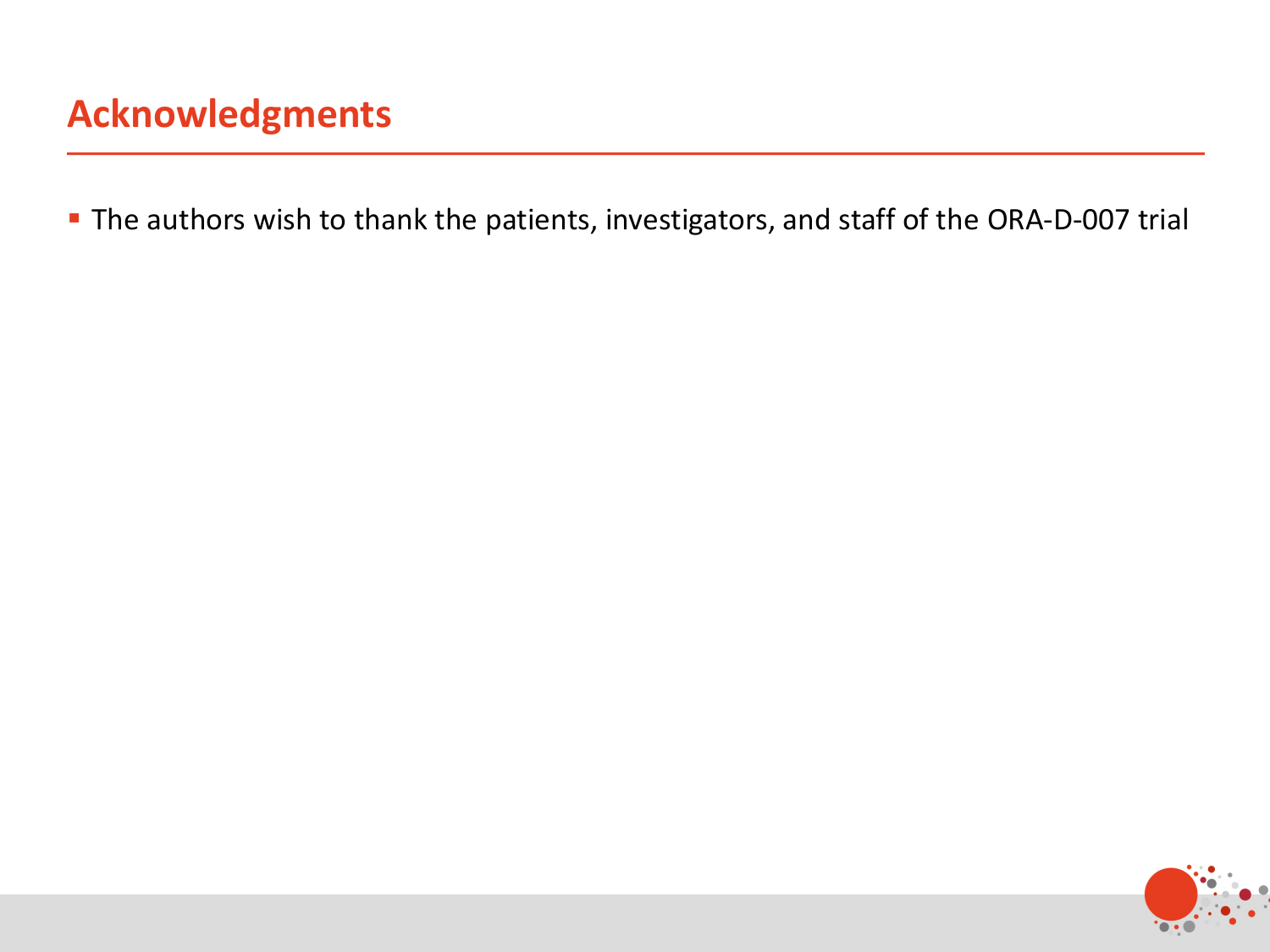## Acknowledgments

- The authors wish to thank the patients, investigators, and staff of the ORA-D-007 trial